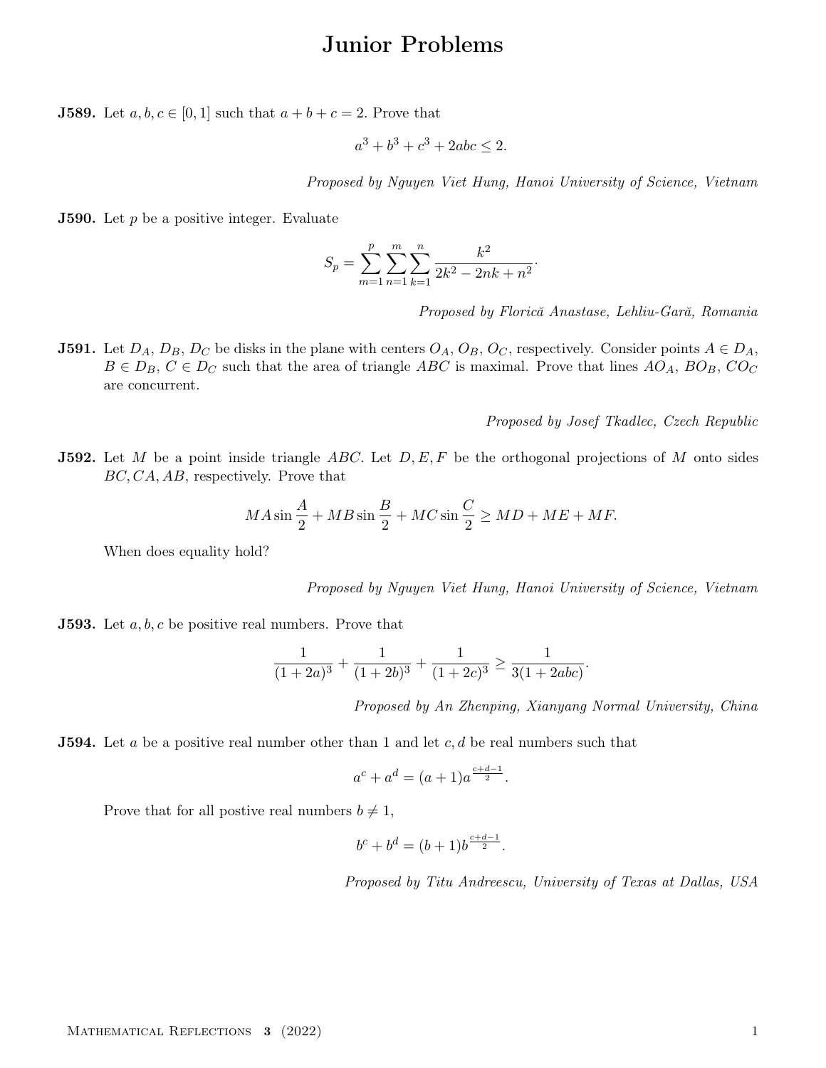# Junior Problems

**J589.** Let $a, b, c \in [0, 1]$ such that $a + b + c = 2$. Prove that

$$a^3 + b^3 + c^3 + 2abc \leq 2.$$

*Proposed by Nguyen Viet Hung, Hanoi University of Science, Vietnam*

**J590.** Let $p$ be a positive integer. Evaluate

$$S_p = \sum_{m=1}^{p} \sum_{n=1}^{m} \sum_{k=1}^{n} \frac{k^2}{2k^2 - 2nk + n^2}.$$

*Proposed by Florică Anastase, Lehliu-Gară, Romania*

**J591.** Let $D_A$, $D_B$, $D_C$ be disks in the plane with centers $O_A$, $O_B$, $O_C$, respectively. Consider points $A \in D_A$, $B \in D_B$, $C \in D_C$ such that the area of triangle $ABC$ is maximal. Prove that lines $AO_A$, $BO_B$, $CO_C$ are concurrent.

*Proposed by Josef Tkadlec, Czech Republic*

**J592.** Let $M$ be a point inside triangle $ABC$. Let $D, E, F$ be the orthogonal projections of $M$ onto sides $BC, CA, AB$, respectively. Prove that

$$MA \sin \frac{A}{2} + MB \sin \frac{B}{2} + MC \sin \frac{C}{2} \geq MD + ME + MF.$$

When does equality hold?

*Proposed by Nguyen Viet Hung, Hanoi University of Science, Vietnam*

**J593.** Let $a, b, c$ be positive real numbers. Prove that

$$\frac{1}{(1 + 2a)^3} + \frac{1}{(1 + 2b)^3} + \frac{1}{(1 + 2c)^3} \geq \frac{1}{3(1 + 2abc)}.$$

*Proposed by An Zhenping, Xianyang Normal University, China*

**J594.** Let $a$ be a positive real number other than 1 and let $c, d$ be real numbers such that

$$a^c + a^d = (a + 1)a^{\frac{c+d-1}{2}}.$$

Prove that for all postive real numbers $b \neq 1$,

$$b^c + b^d = (b + 1)b^{\frac{c+d-1}{2}}.$$

*Proposed by Titu Andreescu, University of Texas at Dallas, USA*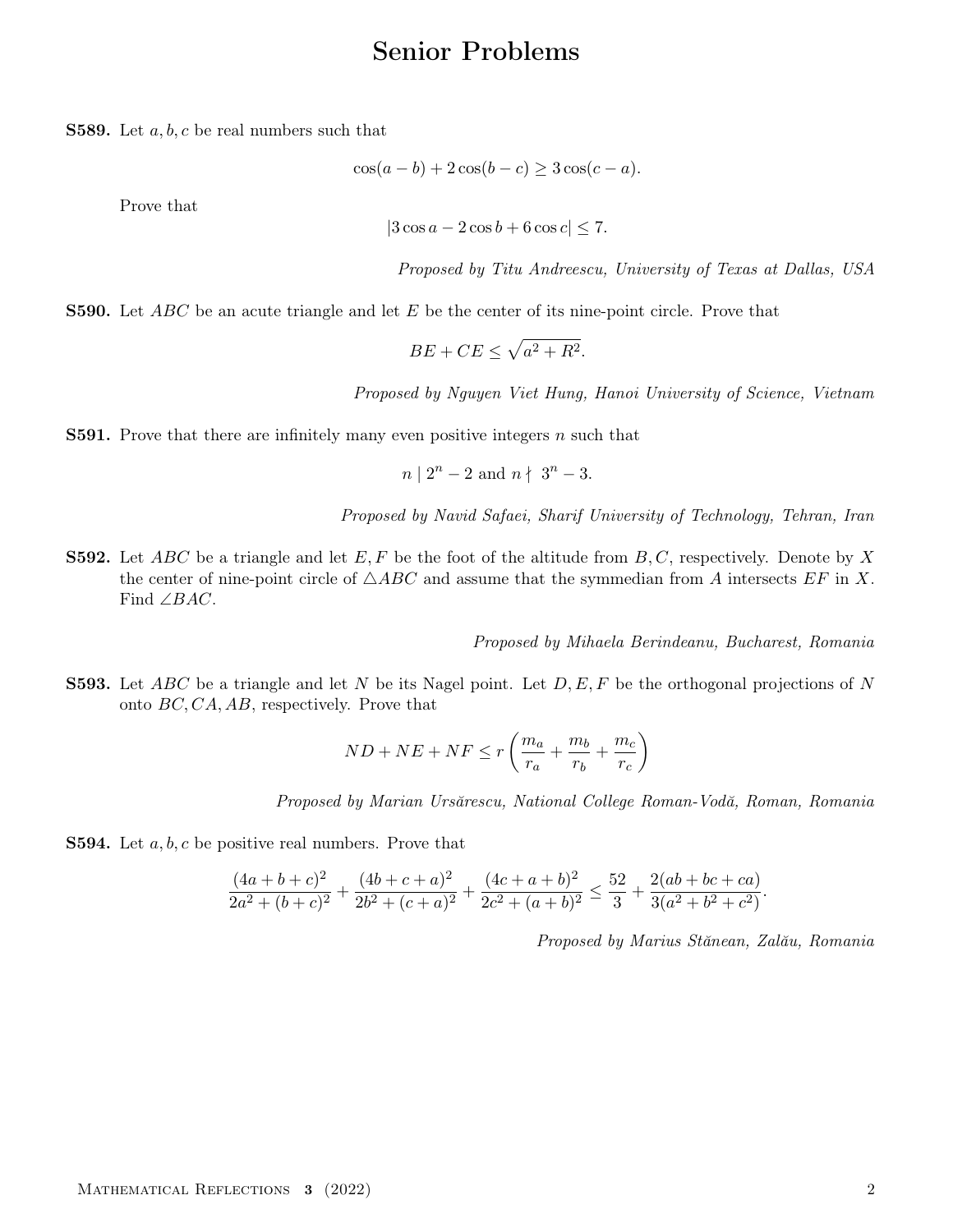# Senior Problems

**S589.** Let $a, b, c$ be real numbers such that

$$\cos(a-b) + 2\cos(b-c) \geq 3\cos(c-a).$$

Prove that

$$|3\cos a - 2\cos b + 6\cos c| \leq 7.$$

*Proposed by Titu Andreescu, University of Texas at Dallas, USA*

**S590.** Let $ABC$ be an acute triangle and let $E$ be the center of its nine-point circle. Prove that

$$BE + CE \leq \sqrt{a^2 + R^2}.$$

*Proposed by Nguyen Viet Hung, Hanoi University of Science, Vietnam*

**S591.** Prove that there are infinitely many even positive integers $n$ such that

$$n \mid 2^n - 2 \text{ and } n \nmid 3^n - 3.$$

*Proposed by Navid Safaei, Sharif University of Technology, Tehran, Iran*

**S592.** Let $ABC$ be a triangle and let $E, F$ be the foot of the altitude from $B, C$, respectively. Denote by $X$ the center of nine-point circle of $\triangle ABC$ and assume that the symmedian from $A$ intersects $EF$ in $X$. Find $\angle BAC$.

*Proposed by Mihaela Berindeanu, Bucharest, Romania*

**S593.** Let $ABC$ be a triangle and let $N$ be its Nagel point. Let $D, E, F$ be the orthogonal projections of $N$ onto $BC, CA, AB$, respectively. Prove that

$$ND + NE + NF \leq r\left(\frac{m_a}{r_a} + \frac{m_b}{r_b} + \frac{m_c}{r_c}\right)$$

*Proposed by Marian Ursărescu, National College Roman-Vodă, Roman, Romania*

**S594.** Let $a, b, c$ be positive real numbers. Prove that

$$\frac{(4a+b+c)^2}{2a^2+(b+c)^2} + \frac{(4b+c+a)^2}{2b^2+(c+a)^2} + \frac{(4c+a+b)^2}{2c^2+(a+b)^2} \leq \frac{52}{3} + \frac{2(ab+bc+ca)}{3(a^2+b^2+c^2)}.$$

*Proposed by Marius Stănean, Zalău, Romania*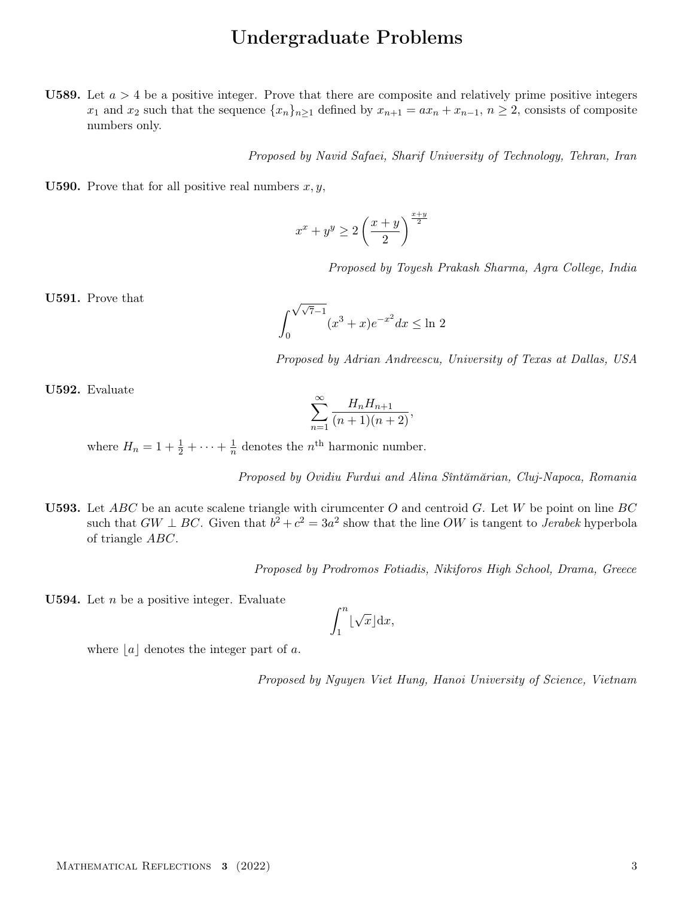# Undergraduate Problems

**U589.** Let $a > 4$ be a positive integer. Prove that there are composite and relatively prime positive integers $x_1$ and $x_2$ such that the sequence $\{x_n\}_{n\geq 1}$ defined by $x_{n+1} = ax_n + x_{n-1}$, $n \geq 2$, consists of composite numbers only.

*Proposed by Navid Safaei, Sharif University of Technology, Tehran, Iran*

**U590.** Prove that for all positive real numbers $x, y$,

$$x^x + y^y \geq 2\left(\frac{x+y}{2}\right)^{\frac{x+y}{2}}$$

*Proposed by Toyesh Prakash Sharma, Agra College, India*

**U591.** Prove that

$$\int_0^{\sqrt{\sqrt{7}-1}} (x^3 + x)e^{-x^2} dx \leq \ln 2$$

*Proposed by Adrian Andreescu, University of Texas at Dallas, USA*

**U592.** Evaluate

$$\sum_{n=1}^{\infty} \frac{H_n H_{n+1}}{(n+1)(n+2)},$$

where $H_n = 1 + \frac{1}{2} + \cdots + \frac{1}{n}$ denotes the $n^{\text{th}}$ harmonic number.

*Proposed by Ovidiu Furdui and Alina Sîntămărian, Cluj-Napoca, Romania*

**U593.** Let $ABC$ be an acute scalene triangle with cirumcenter $O$ and centroid $G$. Let $W$ be point on line $BC$ such that $GW \perp BC$. Given that $b^2 + c^2 = 3a^2$ show that the line $OW$ is tangent to *Jerabek* hyperbola of triangle $ABC$.

*Proposed by Prodromos Fotiadis, Nikiforos High School, Drama, Greece*

**U594.** Let $n$ be a positive integer. Evaluate

$$\int_1^n \lfloor \sqrt{x} \rfloor \mathrm{d}x,$$

where $\lfloor a \rfloor$ denotes the integer part of $a$.

*Proposed by Nguyen Viet Hung, Hanoi University of Science, Vietnam*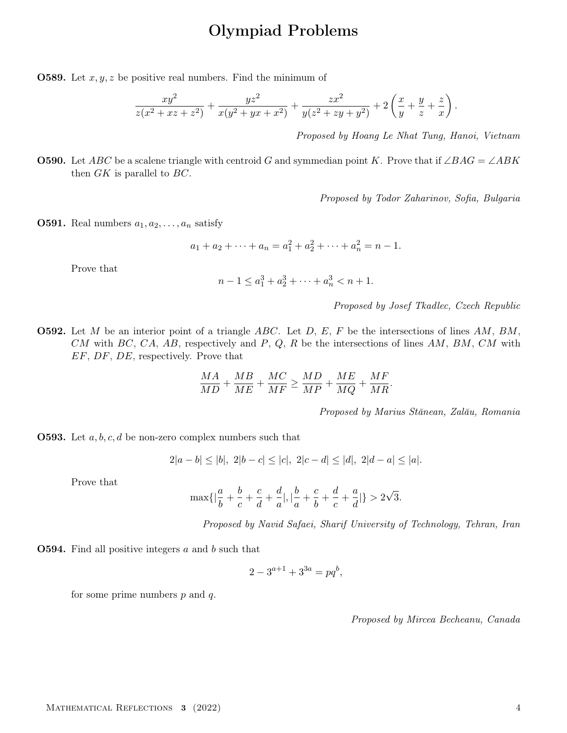# Olympiad Problems

**O589.** Let $x, y, z$ be positive real numbers. Find the minimum of

$$\frac{xy^2}{z(x^2+xz+z^2)}+\frac{yz^2}{x(y^2+yx+x^2)}+\frac{zx^2}{y(z^2+zy+y^2)}+2\left(\frac{x}{y}+\frac{y}{z}+\frac{z}{x}\right).$$

*Proposed by Hoang Le Nhat Tung, Hanoi, Vietnam*

**O590.** Let $ABC$ be a scalene triangle with centroid $G$ and symmedian point $K$. Prove that if $\angle BAG = \angle ABK$ then $GK$ is parallel to $BC$.

*Proposed by Todor Zaharinov, Sofia, Bulgaria*

**O591.** Real numbers $a_1, a_2, \ldots, a_n$ satisfy

$$a_1 + a_2 + \cdots + a_n = a_1^2 + a_2^2 + \cdots + a_n^2 = n-1.$$

Prove that

$$n-1 \leq a_1^3 + a_2^3 + \cdots + a_n^3 < n+1.$$

*Proposed by Josef Tkadlec, Czech Republic*

**O592.** Let $M$ be an interior point of a triangle $ABC$. Let $D$, $E$, $F$ be the intersections of lines $AM$, $BM$, $CM$ with $BC$, $CA$, $AB$, respectively and $P$, $Q$, $R$ be the intersections of lines $AM$, $BM$, $CM$ with $EF$, $DF$, $DE$, respectively. Prove that

$$\frac{MA}{MD}+\frac{MB}{ME}+\frac{MC}{MF} \geq \frac{MD}{MP}+\frac{ME}{MQ}+\frac{MF}{MR}.$$

*Proposed by Marius Stănean, Zalău, Romania*

**O593.** Let $a, b, c, d$ be non-zero complex numbers such that

$$2|a-b| \leq |b|,\ 2|b-c| \leq |c|,\ 2|c-d| \leq |d|,\ 2|d-a| \leq |a|.$$

Prove that

$$\max\{|\frac{a}{b}+\frac{b}{c}+\frac{c}{d}+\frac{d}{a}|, |\frac{b}{a}+\frac{c}{b}+\frac{d}{c}+\frac{a}{d}|\} > 2\sqrt{3}.$$

*Proposed by Navid Safaei, Sharif University of Technology, Tehran, Iran*

**O594.** Find all positive integers $a$ and $b$ such that

$$2 - 3^{a+1} + 3^{3a} = pq^b,$$

for some prime numbers $p$ and $q$.

*Proposed by Mircea Becheanu, Canada*